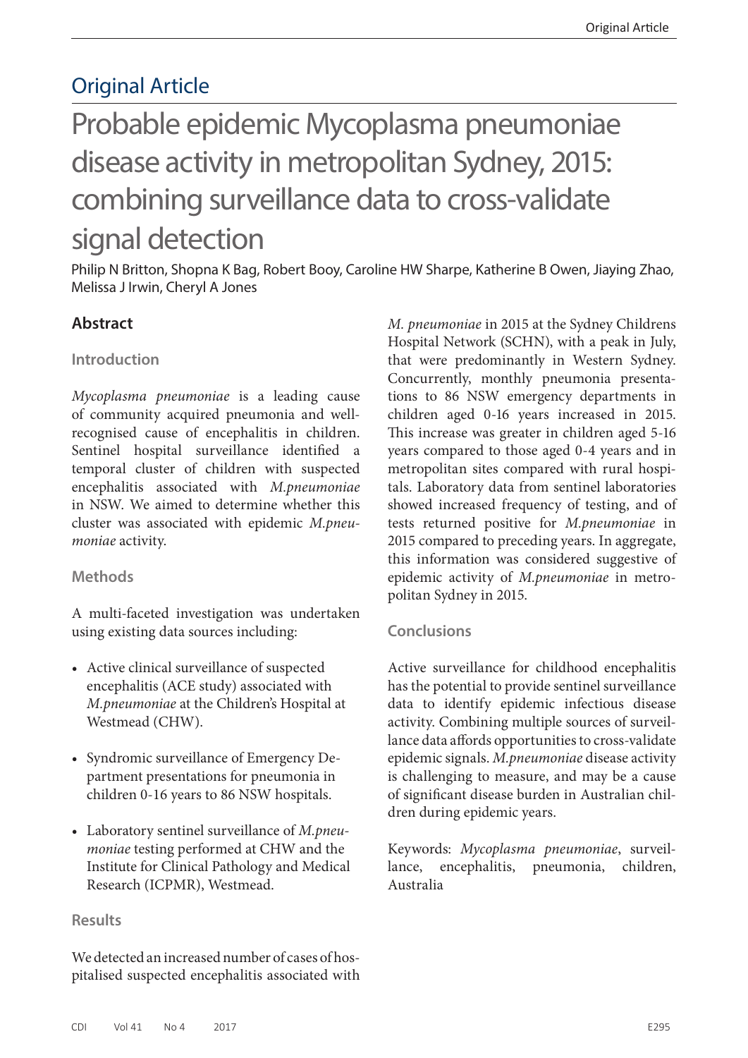# Original Article

# Probable epidemic Mycoplasma pneumoniae disease activity in metropolitan Sydney, 2015: combining surveillance data to cross-validate signal detection

Philip N Britton, Shopna K Bag, Robert Booy, Caroline HW Sharpe, Katherine B Owen, Jiaying Zhao, Melissa J Irwin, Cheryl A Jones

## Abstract

### Introduction

*Mycoplasma pneumoniae* is a leading cause of community acquired pneumonia and well-recognised cause of encephalitis in children. Sentinel hospital surveillance identified a temporal cluster of children with suspected encephalitis associated with *M.pneumoniae* in NSW. We aimed to determine whether this cluster was associated with epidemic *M.pneumoniae* activity.

### Methods

A multi-faceted investigation was undertaken using existing data sources including:

- Active clinical surveillance of suspected encephalitis (ACE study) associated with *M.pneumoniae* at the Children's Hospital at Westmead (CHW).
- Syndromic surveillance of Emergency Department presentations for pneumonia in children 0-16 years to 86 NSW hospitals.
- Laboratory sentinel surveillance of *M.pneumoniae* testing performed at CHW and the Institute for Clinical Pathology and Medical Research (ICPMR), Westmead.

### Results

We detected an increased number of cases of hospitalised suspected encephalitis associated with *M. pneumoniae* in 2015 at the Sydney Childrens Hospital Network (SCHN), with a peak in July, that were predominantly in Western Sydney. Concurrently, monthly pneumonia presentations to 86 NSW emergency departments in children aged 0-16 years increased in 2015. This increase was greater in children aged 5-16 years compared to those aged 0-4 years and in metropolitan sites compared with rural hospitals. Laboratory data from sentinel laboratories showed increased frequency of testing, and of tests returned positive for *M.pneumoniae* in 2015 compared to preceding years. In aggregate, this information was considered suggestive of epidemic activity of *M.pneumoniae* in metropolitan Sydney in 2015.

### Conclusions

Active surveillance for childhood encephalitis has the potential to provide sentinel surveillance data to identify epidemic infectious disease activity. Combining multiple sources of surveillance data affords opportunities to cross-validate epidemic signals. *M.pneumoniae* disease activity is challenging to measure, and may be a cause of significant disease burden in Australian children during epidemic years.

Keywords: *Mycoplasma pneumoniae*, surveillance, encephalitis, pneumonia, children, Australia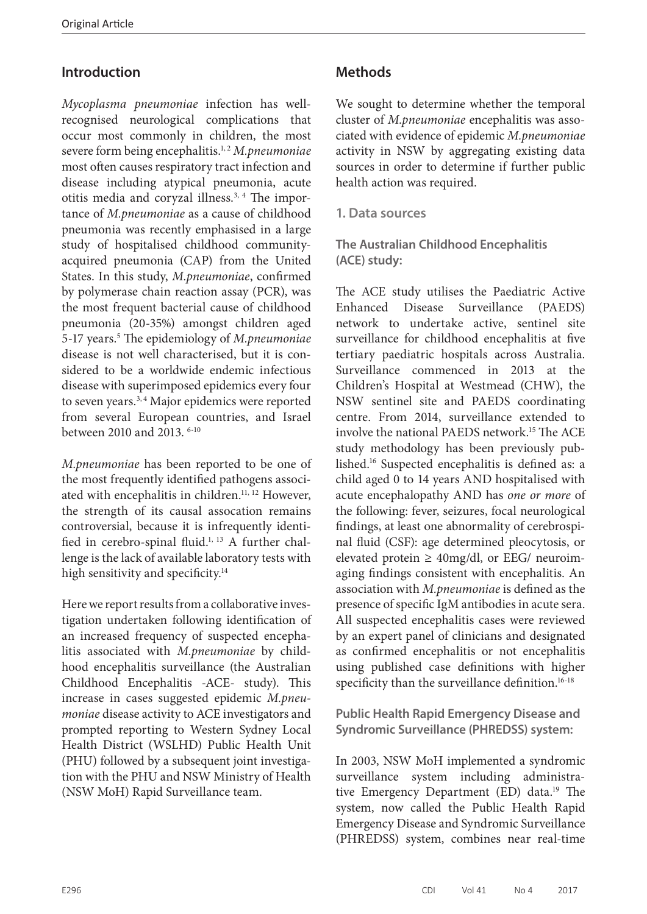## Introduction

*Mycoplasma pneumoniae* infection has well-recognised neurological complications that occur most commonly in children, the most severe form being encephalitis.[1, 2] *M.pneumoniae* most often causes respiratory tract infection and disease including atypical pneumonia, acute otitis media and coryzal illness.[3, 4] The importance of *M.pneumoniae* as a cause of childhood pneumonia was recently emphasised in a large study of hospitalised childhood community-acquired pneumonia (CAP) from the United States. In this study, *M.pneumoniae*, confirmed by polymerase chain reaction assay (PCR), was the most frequent bacterial cause of childhood pneumonia (20-35%) amongst children aged 5-17 years.[5] The epidemiology of *M.pneumoniae* disease is not well characterised, but it is considered to be a worldwide endemic infectious disease with superimposed epidemics every four to seven years.[3, 4] Major epidemics were reported from several European countries, and Israel between 2010 and 2013. [6-10]

*M.pneumoniae* has been reported to be one of the most frequently identified pathogens associated with encephalitis in children.[11, 12] However, the strength of its causal assocation remains controversial, because it is infrequently identified in cerebro-spinal fluid.[1, 13] A further challenge is the lack of available laboratory tests with high sensitivity and specificity.[14]

Here we report results from a collaborative investigation undertaken following identification of an increased frequency of suspected encephalitis associated with *M.pneumoniae* by childhood encephalitis surveillance (the Australian Childhood Encephalitis -ACE- study). This increase in cases suggested epidemic *M.pneumoniae* disease activity to ACE investigators and prompted reporting to Western Sydney Local Health District (WSLHD) Public Health Unit (PHU) followed by a subsequent joint investigation with the PHU and NSW Ministry of Health (NSW MoH) Rapid Surveillance team.

## Methods

We sought to determine whether the temporal cluster of *M.pneumoniae* encephalitis was associated with evidence of epidemic *M.pneumoniae* activity in NSW by aggregating existing data sources in order to determine if further public health action was required.

### 1. Data sources

#### The Australian Childhood Encephalitis (ACE) study:

The ACE study utilises the Paediatric Active Enhanced Disease Surveillance (PAEDS) network to undertake active, sentinel site surveillance for childhood encephalitis at five tertiary paediatric hospitals across Australia. Surveillance commenced in 2013 at the Children's Hospital at Westmead (CHW), the NSW sentinel site and PAEDS coordinating centre. From 2014, surveillance extended to involve the national PAEDS network.[15] The ACE study methodology has been previously published.[16] Suspected encephalitis is defined as: a child aged 0 to 14 years AND hospitalised with acute encephalopathy AND has *one or more* of the following: fever, seizures, focal neurological findings, at least one abnormality of cerebrospinal fluid (CSF): age determined pleocytosis, or elevated protein ≥ 40mg/dl, or EEG/ neuroimaging findings consistent with encephalitis. An association with *M.pneumoniae* is defined as the presence of specific IgM antibodies in acute sera. All suspected encephalitis cases were reviewed by an expert panel of clinicians and designated as confirmed encephalitis or not encephalitis using published case definitions with higher specificity than the surveillance definition.[16-18]

#### Public Health Rapid Emergency Disease and Syndromic Surveillance (PHREDSS) system:

In 2003, NSW MoH implemented a syndromic surveillance system including administrative Emergency Department (ED) data.[19] The system, now called the Public Health Rapid Emergency Disease and Syndromic Surveillance (PHREDSS) system, combines near real-time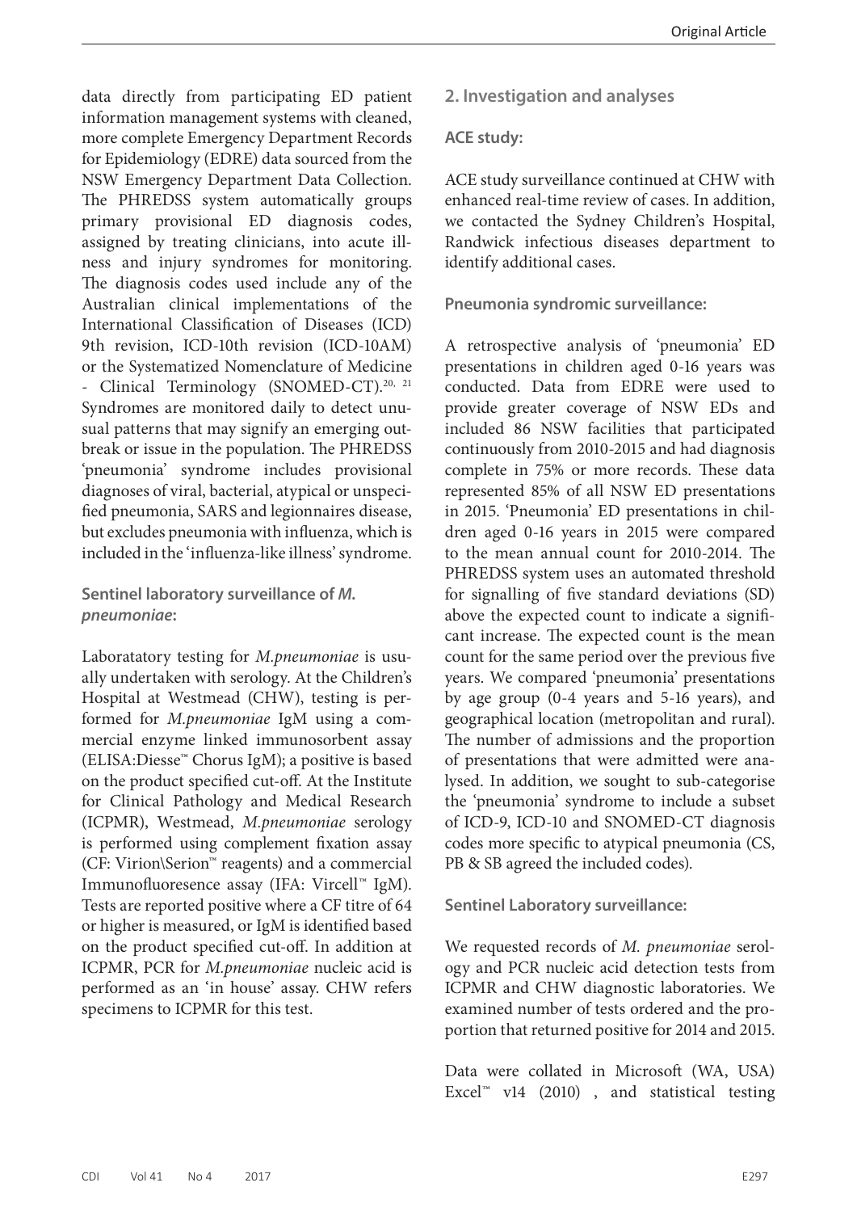data directly from participating ED patient information management systems with cleaned, more complete Emergency Department Records for Epidemiology (EDRE) data sourced from the NSW Emergency Department Data Collection. The PHREDSS system automatically groups primary provisional ED diagnosis codes, assigned by treating clinicians, into acute illness and injury syndromes for monitoring. The diagnosis codes used include any of the Australian clinical implementations of the International Classification of Diseases (ICD) 9th revision, ICD-10th revision (ICD-10AM) or the Systematized Nomenclature of Medicine - Clinical Terminology (SNOMED-CT).[20, 21] Syndromes are monitored daily to detect unusual patterns that may signify an emerging outbreak or issue in the population. The PHREDSS 'pneumonia' syndrome includes provisional diagnoses of viral, bacterial, atypical or unspecified pneumonia, SARS and legionnaires disease, but excludes pneumonia with influenza, which is included in the 'influenza-like illness' syndrome.

### Sentinel laboratory surveillance of *M. pneumoniae*:

Laboratatory testing for *M.pneumoniae* is usually undertaken with serology. At the Children's Hospital at Westmead (CHW), testing is performed for *M.pneumoniae* IgM using a commercial enzyme linked immunosorbent assay (ELISA:Diesse™ Chorus IgM); a positive is based on the product specified cut-off. At the Institute for Clinical Pathology and Medical Research (ICPMR), Westmead, *M.pneumoniae* serology is performed using complement fixation assay (CF: Virion\Serion™ reagents) and a commercial Immunofluoresence assay (IFA: Vircell™ IgM). Tests are reported positive where a CF titre of 64 or higher is measured, or IgM is identified based on the product specified cut-off. In addition at ICPMR, PCR for *M.pneumoniae* nucleic acid is performed as an 'in house' assay. CHW refers specimens to ICPMR for this test.

## 2. Investigation and analyses

### ACE study:

ACE study surveillance continued at CHW with enhanced real-time review of cases. In addition, we contacted the Sydney Children's Hospital, Randwick infectious diseases department to identify additional cases.

### Pneumonia syndromic surveillance:

A retrospective analysis of 'pneumonia' ED presentations in children aged 0-16 years was conducted. Data from EDRE were used to provide greater coverage of NSW EDs and included 86 NSW facilities that participated continuously from 2010-2015 and had diagnosis complete in 75% or more records. These data represented 85% of all NSW ED presentations in 2015. 'Pneumonia' ED presentations in children aged 0-16 years in 2015 were compared to the mean annual count for 2010-2014. The PHREDSS system uses an automated threshold for signalling of five standard deviations (SD) above the expected count to indicate a significant increase. The expected count is the mean count for the same period over the previous five years. We compared 'pneumonia' presentations by age group (0-4 years and 5-16 years), and geographical location (metropolitan and rural). The number of admissions and the proportion of presentations that were admitted were analysed. In addition, we sought to sub-categorise the 'pneumonia' syndrome to include a subset of ICD-9, ICD-10 and SNOMED-CT diagnosis codes more specific to atypical pneumonia (CS, PB & SB agreed the included codes).

### Sentinel Laboratory surveillance:

We requested records of *M. pneumoniae* serology and PCR nucleic acid detection tests from ICPMR and CHW diagnostic laboratories. We examined number of tests ordered and the proportion that returned positive for 2014 and 2015.

Data were collated in Microsoft (WA, USA) Excel™ v14 (2010) , and statistical testing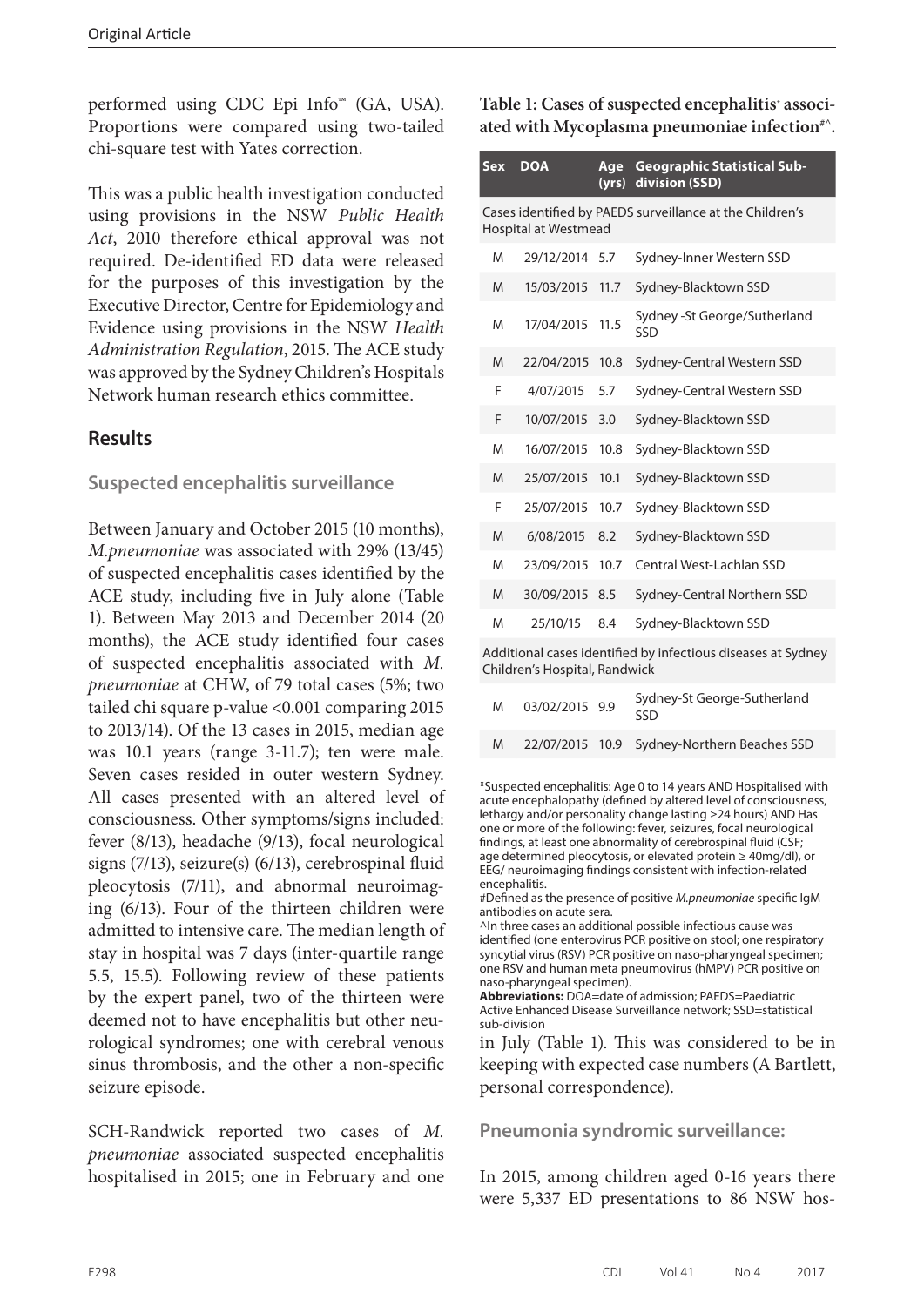performed using CDC Epi Info™ (GA, USA). Proportions were compared using two-tailed chi-square test with Yates correction.

This was a public health investigation conducted using provisions in the NSW *Public Health Act*, 2010 therefore ethical approval was not required. De-identified ED data were released for the purposes of this investigation by the Executive Director, Centre for Epidemiology and Evidence using provisions in the NSW *Health Administration Regulation*, 2015. The ACE study was approved by the Sydney Children's Hospitals Network human research ethics committee.

## Results

### Suspected encephalitis surveillance

Between January and October 2015 (10 months), *M.pneumoniae* was associated with 29% (13/45) of suspected encephalitis cases identified by the ACE study, including five in July alone (Table 1). Between May 2013 and December 2014 (20 months), the ACE study identified four cases of suspected encephalitis associated with *M. pneumoniae* at CHW, of 79 total cases (5%; two tailed chi square p-value <0.001 comparing 2015 to 2013/14). Of the 13 cases in 2015, median age was 10.1 years (range 3-11.7); ten were male. Seven cases resided in outer western Sydney. All cases presented with an altered level of consciousness. Other symptoms/signs included: fever (8/13), headache (9/13), focal neurological signs (7/13), seizure(s) (6/13), cerebrospinal fluid pleocytosis (7/11), and abnormal neuroimaging (6/13). Four of the thirteen children were admitted to intensive care. The median length of stay in hospital was 7 days (inter-quartile range 5.5, 15.5). Following review of these patients by the expert panel, two of the thirteen were deemed not to have encephalitis but other neurological syndromes; one with cerebral venous sinus thrombosis, and the other a non-specific seizure episode.

SCH-Randwick reported two cases of *M. pneumoniae* associated suspected encephalitis hospitalised in 2015; one in February and one in July (Table 1). This was considered to be in keeping with expected case numbers (A Bartlett, personal correspondence).

**Table 1: Cases of suspected encephalitis[*] associated with Mycoplasma pneumoniae infection[#^].**

| Sex | DOA | Age (yrs) | Geographic Statistical Sub-division (SSD) |
|---|---|---|---|
| Cases identified by PAEDS surveillance at the Children's Hospital at Westmead | | | |
| M | 29/12/2014 | 5.7 | Sydney-Inner Western SSD |
| M | 15/03/2015 | 11.7 | Sydney-Blacktown SSD |
| M | 17/04/2015 | 11.5 | Sydney -St George/Sutherland SSD |
| M | 22/04/2015 | 10.8 | Sydney-Central Western SSD |
| F | 4/07/2015 | 5.7 | Sydney-Central Western SSD |
| F | 10/07/2015 | 3.0 | Sydney-Blacktown SSD |
| M | 16/07/2015 | 10.8 | Sydney-Blacktown SSD |
| M | 25/07/2015 | 10.1 | Sydney-Blacktown SSD |
| F | 25/07/2015 | 10.7 | Sydney-Blacktown SSD |
| M | 6/08/2015 | 8.2 | Sydney-Blacktown SSD |
| M | 23/09/2015 | 10.7 | Central West-Lachlan SSD |
| M | 30/09/2015 | 8.5 | Sydney-Central Northern SSD |
| M | 25/10/15 | 8.4 | Sydney-Blacktown SSD |
| Additional cases identified by infectious diseases at Sydney Children's Hospital, Randwick | | | |
| M | 03/02/2015 | 9.9 | Sydney-St George-Sutherland SSD |
| M | 22/07/2015 | 10.9 | Sydney-Northern Beaches SSD |

*Suspected encephalitis: Age 0 to 14 years AND Hospitalised with acute encephalopathy (defined by altered level of consciousness, lethargy and/or personality change lasting ≥24 hours) AND Has one or more of the following: fever, seizures, focal neurological findings, at least one abnormality of cerebrospinal fluid (CSF; age determined pleocytosis, or elevated protein ≥ 40mg/dl), or EEG/ neuroimaging findings consistent with infection-related encephalitis.

#Defined as the presence of positive *M.pneumoniae* specific IgM antibodies on acute sera.

^In three cases an additional possible infectious cause was identified (one enterovirus PCR positive on stool; one respiratory syncytial virus (RSV) PCR positive on naso-pharyngeal specimen; one RSV and human meta pneumovirus (hMPV) PCR positive on naso-pharyngeal specimen).

**Abbreviations:** DOA=date of admission; PAEDS=Paediatric Active Enhanced Disease Surveillance network; SSD=statistical sub-division

### Pneumonia syndromic surveillance:

In 2015, among children aged 0-16 years there were 5,337 ED presentations to 86 NSW hos-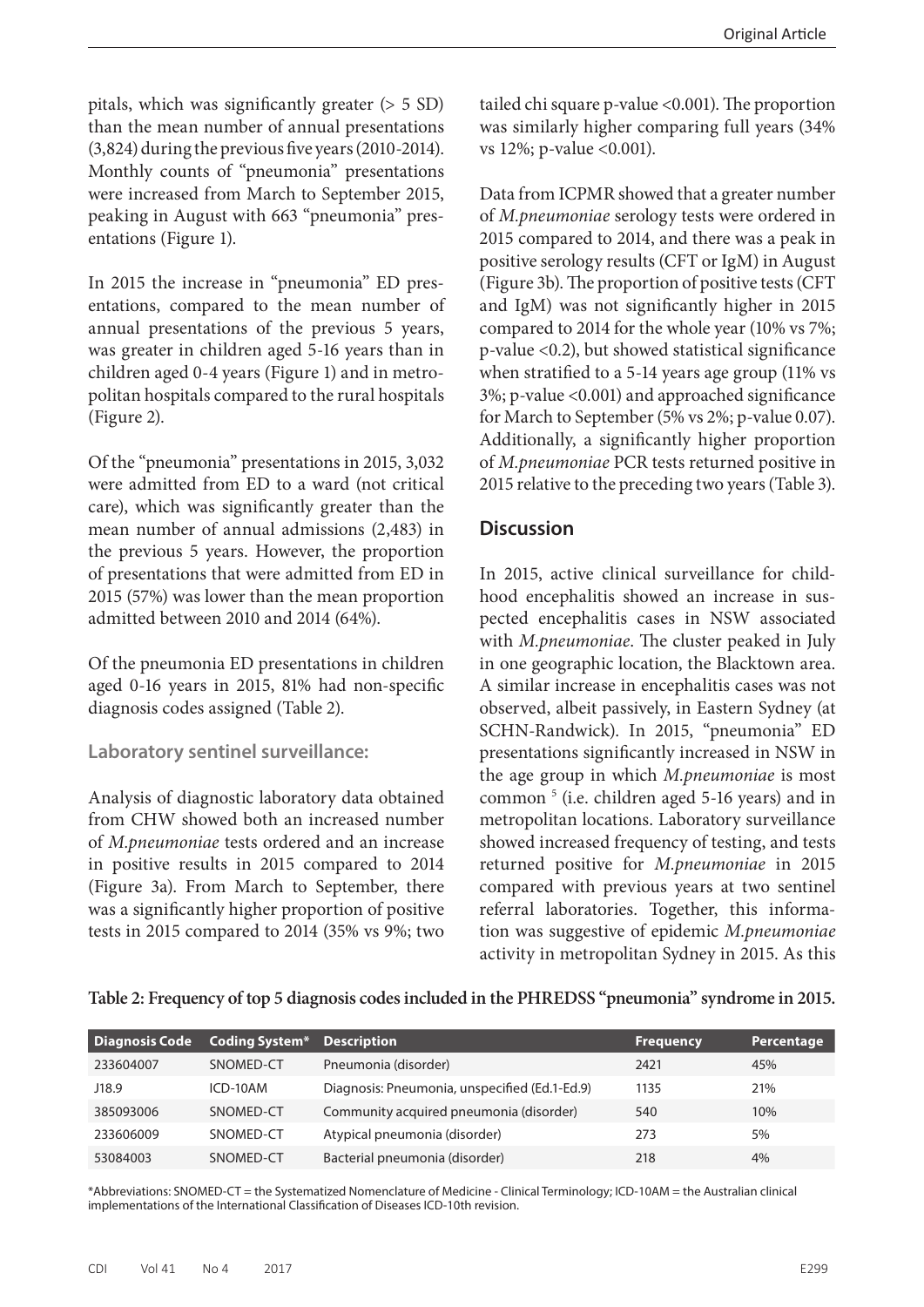pitals, which was significantly greater (> 5 SD) than the mean number of annual presentations (3,824) during the previous five years (2010-2014). Monthly counts of "pneumonia" presentations were increased from March to September 2015, peaking in August with 663 "pneumonia" presentations (Figure 1).

In 2015 the increase in "pneumonia" ED presentations, compared to the mean number of annual presentations of the previous 5 years, was greater in children aged 5-16 years than in children aged 0-4 years (Figure 1) and in metropolitan hospitals compared to the rural hospitals (Figure 2).

Of the "pneumonia" presentations in 2015, 3,032 were admitted from ED to a ward (not critical care), which was significantly greater than the mean number of annual admissions (2,483) in the previous 5 years. However, the proportion of presentations that were admitted from ED in 2015 (57%) was lower than the mean proportion admitted between 2010 and 2014 (64%).

Of the pneumonia ED presentations in children aged 0-16 years in 2015, 81% had non-specific diagnosis codes assigned (Table 2).

### Laboratory sentinel surveillance:

Analysis of diagnostic laboratory data obtained from CHW showed both an increased number of *M.pneumoniae* tests ordered and an increase in positive results in 2015 compared to 2014 (Figure 3a). From March to September, there was a significantly higher proportion of positive tests in 2015 compared to 2014 (35% vs 9%; two tailed chi square p-value <0.001). The proportion was similarly higher comparing full years (34% vs 12%; p-value <0.001).

Data from ICPMR showed that a greater number of *M.pneumoniae* serology tests were ordered in 2015 compared to 2014, and there was a peak in positive serology results (CFT or IgM) in August (Figure 3b). The proportion of positive tests (CFT and IgM) was not significantly higher in 2015 compared to 2014 for the whole year (10% vs 7%; p-value <0.2), but showed statistical significance when stratified to a 5-14 years age group (11% vs 3%; p-value <0.001) and approached significance for March to September (5% vs 2%; p-value 0.07). Additionally, a significantly higher proportion of *M.pneumoniae* PCR tests returned positive in 2015 relative to the preceding two years (Table 3).

## Discussion

In 2015, active clinical surveillance for childhood encephalitis showed an increase in suspected encephalitis cases in NSW associated with *M.pneumoniae*. The cluster peaked in July in one geographic location, the Blacktown area. A similar increase in encephalitis cases was not observed, albeit passively, in Eastern Sydney (at SCHN-Randwick). In 2015, "pneumonia" ED presentations significantly increased in NSW in the age group in which *M.pneumoniae* is most common [5] (i.e. children aged 5-16 years) and in metropolitan locations. Laboratory surveillance showed increased frequency of testing, and tests returned positive for *M.pneumoniae* in 2015 compared with previous years at two sentinel referral laboratories. Together, this information was suggestive of epidemic *M.pneumoniae* activity in metropolitan Sydney in 2015. As this

**Table 2: Frequency of top 5 diagnosis codes included in the PHREDSS "pneumonia" syndrome in 2015.**

| Diagnosis Code | Coding System* | Description | Frequency | Percentage |
|---|---|---|---|---|
| 233604007 | SNOMED-CT | Pneumonia (disorder) | 2421 | 45% |
| J18.9 | ICD-10AM | Diagnosis: Pneumonia, unspecified (Ed.1-Ed.9) | 1135 | 21% |
| 385093006 | SNOMED-CT | Community acquired pneumonia (disorder) | 540 | 10% |
| 233606009 | SNOMED-CT | Atypical pneumonia (disorder) | 273 | 5% |
| 53084003 | SNOMED-CT | Bacterial pneumonia (disorder) | 218 | 4% |

*Abbreviations: SNOMED-CT = the Systematized Nomenclature of Medicine - Clinical Terminology; ICD-10AM = the Australian clinical implementations of the International Classification of Diseases ICD-10th revision.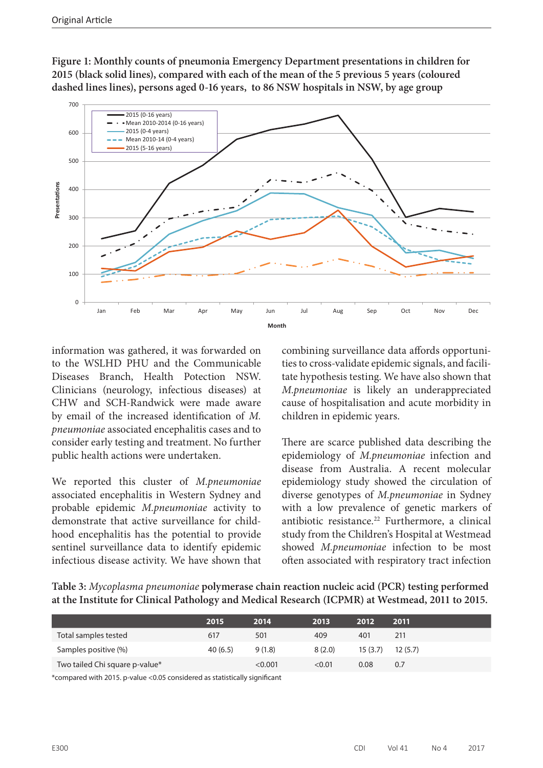**Figure 1: Monthly counts of pneumonia Emergency Department presentations in children for 2015 (black solid lines), compared with each of the mean of the 5 previous 5 years (coloured dashed lines lines), persons aged 0-16 years, to 86 NSW hospitals in NSW, by age group**

information was gathered, it was forwarded on to the WSLHD PHU and the Communicable Diseases Branch, Health Potection NSW. Clinicians (neurology, infectious diseases) at CHW and SCH-Randwick were made aware by email of the increased identification of *M. pneumoniae* associated encephalitis cases and to consider early testing and treatment. No further public health actions were undertaken.

We reported this cluster of *M.pneumoniae* associated encephalitis in Western Sydney and probable epidemic *M.pneumoniae* activity to demonstrate that active surveillance for childhood encephalitis has the potential to provide sentinel surveillance data to identify epidemic infectious disease activity. We have shown that combining surveillance data affords opportunities to cross-validate epidemic signals, and facilitate hypothesis testing. We have also shown that *M.pneumoniae* is likely an underappreciated cause of hospitalisation and acute morbidity in children in epidemic years.

There are scarce published data describing the epidemiology of *M.pneumoniae* infection and disease from Australia. A recent molecular epidemiology study showed the circulation of diverse genotypes of *M.pneumoniae* in Sydney with a low prevalence of genetic markers of antibiotic resistance.[22] Furthermore, a clinical study from the Children's Hospital at Westmead showed *M.pneumoniae* infection to be most often associated with respiratory tract infection

**Table 3:** ***Mycoplasma pneumoniae*** **polymerase chain reaction nucleic acid (PCR) testing performed at the Institute for Clinical Pathology and Medical Research (ICPMR) at Westmead, 2011 to 2015.**

| | 2015 | 2014 | 2013 | 2012 | 2011 |
|---|---|---|---|---|---|
| Total samples tested | 617 | 501 | 409 | 401 | 211 |
| Samples positive (%) | 40 (6.5) | 9 (1.8) | 8 (2.0) | 15 (3.7) | 12 (5.7) |
| Two tailed Chi square p-value* | | <0.001 | <0.01 | 0.08 | 0.7 |

*compared with 2015. p-value <0.05 considered as statistically significant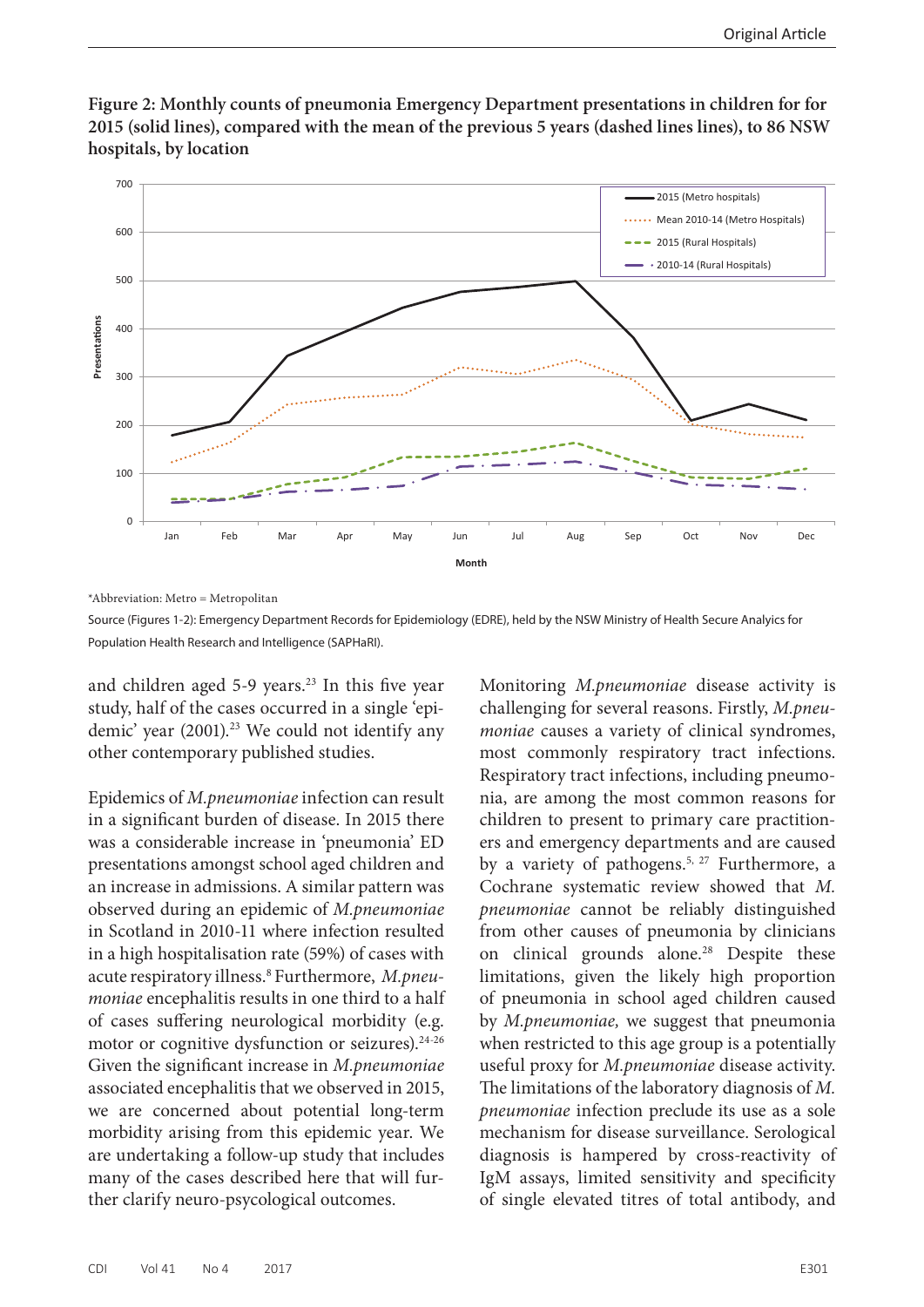**Figure 2: Monthly counts of pneumonia Emergency Department presentations in children for for 2015 (solid lines), compared with the mean of the previous 5 years (dashed lines lines), to 86 NSW hospitals, by location**

*Abbreviation: Metro = Metropolitan

Source (Figures 1-2): Emergency Department Records for Epidemiology (EDRE), held by the NSW Ministry of Health Secure Analyics for Population Health Research and Intelligence (SAPHaRI).

and children aged 5-9 years.[23] In this five year study, half of the cases occurred in a single 'epidemic' year (2001).[23] We could not identify any other contemporary published studies.

Epidemics of *M.pneumoniae* infection can result in a significant burden of disease. In 2015 there was a considerable increase in 'pneumonia' ED presentations amongst school aged children and an increase in admissions. A similar pattern was observed during an epidemic of *M.pneumoniae* in Scotland in 2010-11 where infection resulted in a high hospitalisation rate (59%) of cases with acute respiratory illness.[8] Furthermore, *M.pneumoniae* encephalitis results in one third to a half of cases suffering neurological morbidity (e.g. motor or cognitive dysfunction or seizures).[24-26] Given the significant increase in *M.pneumoniae* associated encephalitis that we observed in 2015, we are concerned about potential long-term morbidity arising from this epidemic year. We are undertaking a follow-up study that includes many of the cases described here that will further clarify neuro-psycological outcomes.

Monitoring *M.pneumoniae* disease activity is challenging for several reasons. Firstly, *M.pneumoniae* causes a variety of clinical syndromes, most commonly respiratory tract infections. Respiratory tract infections, including pneumonia, are among the most common reasons for children to present to primary care practitioners and emergency departments and are caused by a variety of pathogens.[5, 27] Furthermore, a Cochrane systematic review showed that *M. pneumoniae* cannot be reliably distinguished from other causes of pneumonia by clinicians on clinical grounds alone.[28] Despite these limitations, given the likely high proportion of pneumonia in school aged children caused by *M.pneumoniae,* we suggest that pneumonia when restricted to this age group is a potentially useful proxy for *M.pneumoniae* disease activity. The limitations of the laboratory diagnosis of *M. pneumoniae* infection preclude its use as a sole mechanism for disease surveillance. Serological diagnosis is hampered by cross-reactivity of IgM assays, limited sensitivity and specificity of single elevated titres of total antibody, and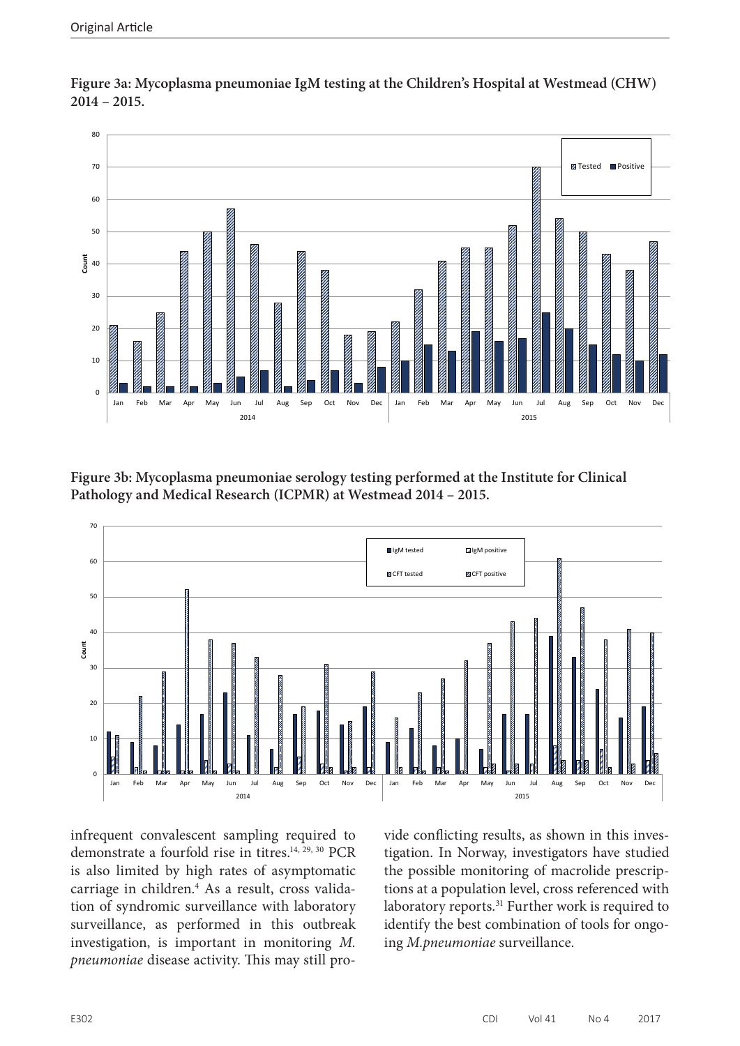**Figure 3a: Mycoplasma pneumoniae IgM testing at the Children's Hospital at Westmead (CHW) 2014 – 2015.**

**Figure 3b: Mycoplasma pneumoniae serology testing performed at the Institute for Clinical Pathology and Medical Research (ICPMR) at Westmead 2014 – 2015.**

infrequent convalescent sampling required to demonstrate a fourfold rise in titres.[14, 29, 30] PCR is also limited by high rates of asymptomatic carriage in children.[4] As a result, cross validation of syndromic surveillance with laboratory surveillance, as performed in this outbreak investigation, is important in monitoring *M. pneumoniae* disease activity. This may still provide conflicting results, as shown in this investigation. In Norway, investigators have studied the possible monitoring of macrolide prescriptions at a population level, cross referenced with laboratory reports.[31] Further work is required to identify the best combination of tools for ongoing *M.pneumoniae* surveillance.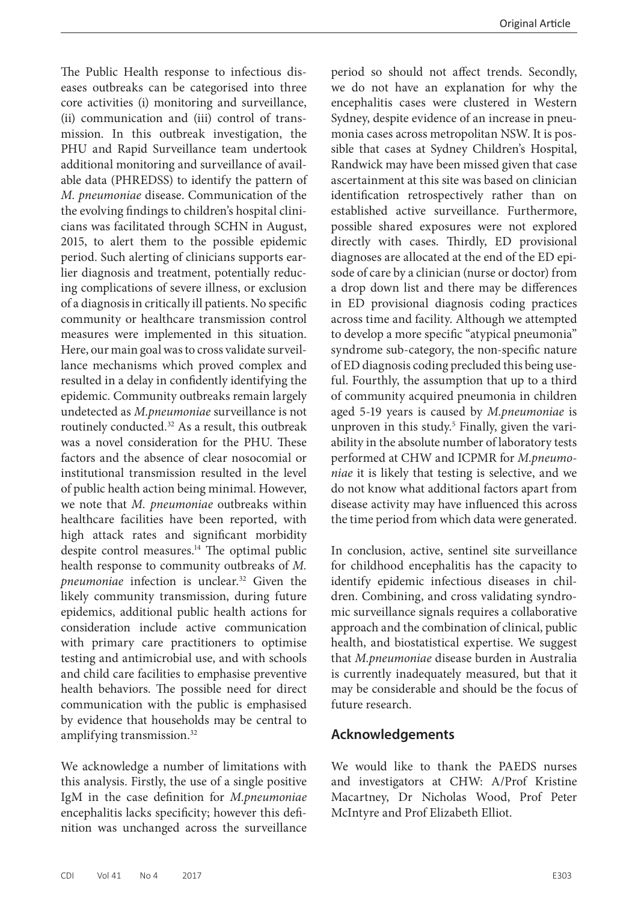The Public Health response to infectious diseases outbreaks can be categorised into three core activities (i) monitoring and surveillance, (ii) communication and (iii) control of transmission. In this outbreak investigation, the PHU and Rapid Surveillance team undertook additional monitoring and surveillance of available data (PHREDSS) to identify the pattern of *M. pneumoniae* disease. Communication of the the evolving findings to children's hospital clinicians was facilitated through SCHN in August, 2015, to alert them to the possible epidemic period. Such alerting of clinicians supports earlier diagnosis and treatment, potentially reducing complications of severe illness, or exclusion of a diagnosis in critically ill patients. No specific community or healthcare transmission control measures were implemented in this situation. Here, our main goal was to cross validate surveillance mechanisms which proved complex and resulted in a delay in confidently identifying the epidemic. Community outbreaks remain largely undetected as *M.pneumoniae* surveillance is not routinely conducted.[32] As a result, this outbreak was a novel consideration for the PHU. These factors and the absence of clear nosocomial or institutional transmission resulted in the level of public health action being minimal. However, we note that *M. pneumoniae* outbreaks within healthcare facilities have been reported, with high attack rates and significant morbidity despite control measures.[14] The optimal public health response to community outbreaks of *M. pneumoniae* infection is unclear.[32] Given the likely community transmission, during future epidemics, additional public health actions for consideration include active communication with primary care practitioners to optimise testing and antimicrobial use, and with schools and child care facilities to emphasise preventive health behaviors. The possible need for direct communication with the public is emphasised by evidence that households may be central to amplifying transmission.[32]

We acknowledge a number of limitations with this analysis. Firstly, the use of a single positive IgM in the case definition for *M.pneumoniae* encephalitis lacks specificity; however this definition was unchanged across the surveillance period so should not affect trends. Secondly, we do not have an explanation for why the encephalitis cases were clustered in Western Sydney, despite evidence of an increase in pneumonia cases across metropolitan NSW. It is possible that cases at Sydney Children's Hospital, Randwick may have been missed given that case ascertainment at this site was based on clinician identification retrospectively rather than on established active surveillance. Furthermore, possible shared exposures were not explored directly with cases. Thirdly, ED provisional diagnoses are allocated at the end of the ED episode of care by a clinician (nurse or doctor) from a drop down list and there may be differences in ED provisional diagnosis coding practices across time and facility. Although we attempted to develop a more specific "atypical pneumonia" syndrome sub-category, the non-specific nature of ED diagnosis coding precluded this being useful. Fourthly, the assumption that up to a third of community acquired pneumonia in children aged 5-19 years is caused by *M.pneumoniae* is unproven in this study.[5] Finally, given the variability in the absolute number of laboratory tests performed at CHW and ICPMR for *M.pneumoniae* it is likely that testing is selective, and we do not know what additional factors apart from disease activity may have influenced this across the time period from which data were generated.

In conclusion, active, sentinel site surveillance for childhood encephalitis has the capacity to identify epidemic infectious diseases in children. Combining, and cross validating syndromic surveillance signals requires a collaborative approach and the combination of clinical, public health, and biostatistical expertise. We suggest that *M.pneumoniae* disease burden in Australia is currently inadequately measured, but that it may be considerable and should be the focus of future research.

## Acknowledgements

We would like to thank the PAEDS nurses and investigators at CHW: A/Prof Kristine Macartney, Dr Nicholas Wood, Prof Peter McIntyre and Prof Elizabeth Elliot.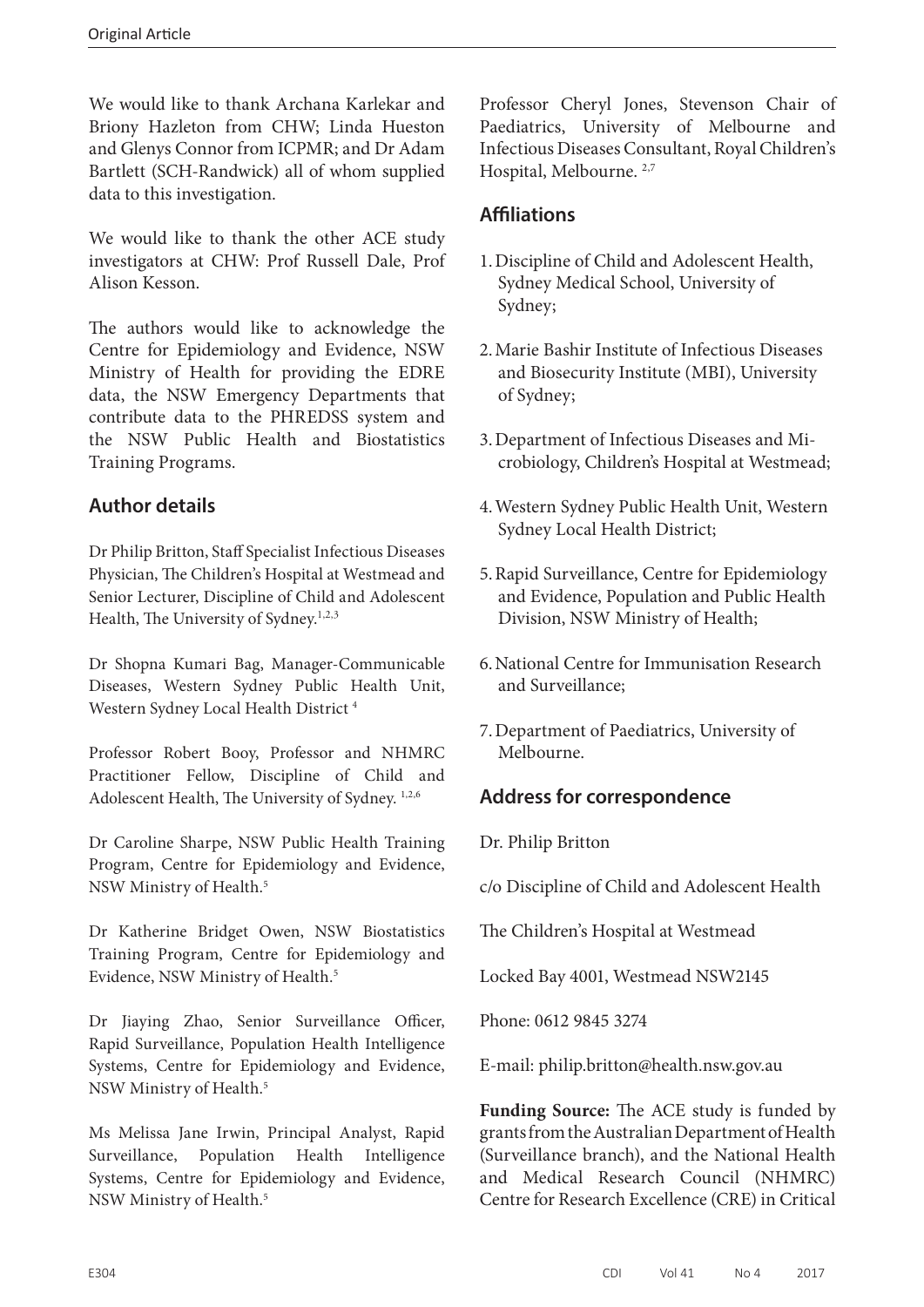We would like to thank Archana Karlekar and Briony Hazleton from CHW; Linda Hueston and Glenys Connor from ICPMR; and Dr Adam Bartlett (SCH-Randwick) all of whom supplied data to this investigation.

We would like to thank the other ACE study investigators at CHW: Prof Russell Dale, Prof Alison Kesson.

The authors would like to acknowledge the Centre for Epidemiology and Evidence, NSW Ministry of Health for providing the EDRE data, the NSW Emergency Departments that contribute data to the PHREDSS system and the NSW Public Health and Biostatistics Training Programs.

## Author details

Dr Philip Britton, Staff Specialist Infectious Diseases Physician, The Children's Hospital at Westmead and Senior Lecturer, Discipline of Child and Adolescent Health, The University of Sydney.[1,2,3]

Dr Shopna Kumari Bag, Manager-Communicable Diseases, Western Sydney Public Health Unit, Western Sydney Local Health District [4]

Professor Robert Booy, Professor and NHMRC Practitioner Fellow, Discipline of Child and Adolescent Health, The University of Sydney. [1,2,6]

Dr Caroline Sharpe, NSW Public Health Training Program, Centre for Epidemiology and Evidence, NSW Ministry of Health.[5]

Dr Katherine Bridget Owen, NSW Biostatistics Training Program, Centre for Epidemiology and Evidence, NSW Ministry of Health.[5]

Dr Jiaying Zhao, Senior Surveillance Officer, Rapid Surveillance, Population Health Intelligence Systems, Centre for Epidemiology and Evidence, NSW Ministry of Health.[5]

Ms Melissa Jane Irwin, Principal Analyst, Rapid Surveillance, Population Health Intelligence Systems, Centre for Epidemiology and Evidence, NSW Ministry of Health.[5]

Professor Cheryl Jones, Stevenson Chair of Paediatrics, University of Melbourne and Infectious Diseases Consultant, Royal Children's Hospital, Melbourne. [2,7]

## Affiliations

1. Discipline of Child and Adolescent Health, Sydney Medical School, University of Sydney;
2. Marie Bashir Institute of Infectious Diseases and Biosecurity Institute (MBI), University of Sydney;
3. Department of Infectious Diseases and Microbiology, Children's Hospital at Westmead;
4. Western Sydney Public Health Unit, Western Sydney Local Health District;
5. Rapid Surveillance, Centre for Epidemiology and Evidence, Population and Public Health Division, NSW Ministry of Health;
6. National Centre for Immunisation Research and Surveillance;
7. Department of Paediatrics, University of Melbourne.

## Address for correspondence

Dr. Philip Britton

c/o Discipline of Child and Adolescent Health

The Children's Hospital at Westmead

Locked Bay 4001, Westmead NSW2145

Phone: 0612 9845 3274

E-mail: philip.britton@health.nsw.gov.au

**Funding Source:** The ACE study is funded by grants from the Australian Department of Health (Surveillance branch), and the National Health and Medical Research Council (NHMRC) Centre for Research Excellence (CRE) in Critical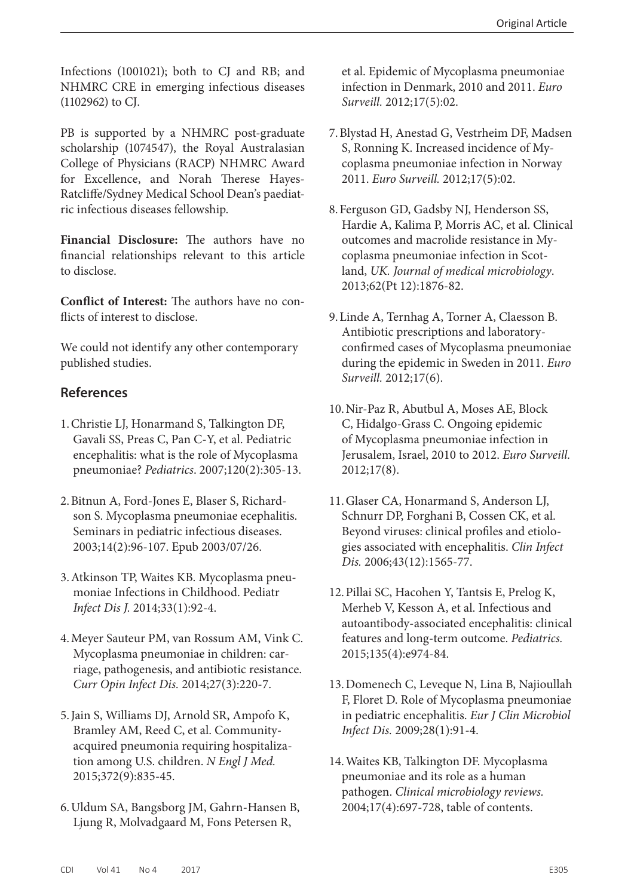Infections (1001021); both to CJ and RB; and NHMRC CRE in emerging infectious diseases (1102962) to CJ.

PB is supported by a NHMRC post-graduate scholarship (1074547), the Royal Australasian College of Physicians (RACP) NHMRC Award for Excellence, and Norah Therese Hayes-Ratcliffe/Sydney Medical School Dean's paediatric infectious diseases fellowship.

**Financial Disclosure:** The authors have no financial relationships relevant to this article to disclose.

**Conflict of Interest:** The authors have no conflicts of interest to disclose.

We could not identify any other contemporary published studies.

## References

1. Christie LJ, Honarmand S, Talkington DF, Gavali SS, Preas C, Pan C-Y, et al. Pediatric encephalitis: what is the role of Mycoplasma pneumoniae? *Pediatrics*. 2007;120(2):305-13.

2. Bitnun A, Ford-Jones E, Blaser S, Richardson S. Mycoplasma pneumoniae ecephalitis. Seminars in pediatric infectious diseases. 2003;14(2):96-107. Epub 2003/07/26.

3. Atkinson TP, Waites KB. Mycoplasma pneumoniae Infections in Childhood. Pediatr *Infect Dis J.* 2014;33(1):92-4.

4. Meyer Sauteur PM, van Rossum AM, Vink C. Mycoplasma pneumoniae in children: carriage, pathogenesis, and antibiotic resistance. *Curr Opin Infect Dis.* 2014;27(3):220-7.

5. Jain S, Williams DJ, Arnold SR, Ampofo K, Bramley AM, Reed C, et al. Community-acquired pneumonia requiring hospitalization among U.S. children. *N Engl J Med.* 2015;372(9):835-45.

6. Uldum SA, Bangsborg JM, Gahrn-Hansen B, Ljung R, Molvadgaard M, Fons Petersen R, et al. Epidemic of Mycoplasma pneumoniae infection in Denmark, 2010 and 2011. *Euro Surveill.* 2012;17(5):02.

7. Blystad H, Anestad G, Vestrheim DF, Madsen S, Ronning K. Increased incidence of Mycoplasma pneumoniae infection in Norway 2011. *Euro Surveill.* 2012;17(5):02.

8. Ferguson GD, Gadsby NJ, Henderson SS, Hardie A, Kalima P, Morris AC, et al. Clinical outcomes and macrolide resistance in Mycoplasma pneumoniae infection in Scotland, *UK. Journal of medical microbiology*. 2013;62(Pt 12):1876-82.

9. Linde A, Ternhag A, Torner A, Claesson B. Antibiotic prescriptions and laboratory-confirmed cases of Mycoplasma pneumoniae during the epidemic in Sweden in 2011. *Euro Surveill.* 2012;17(6).

10. Nir-Paz R, Abutbul A, Moses AE, Block C, Hidalgo-Grass C. Ongoing epidemic of Mycoplasma pneumoniae infection in Jerusalem, Israel, 2010 to 2012. *Euro Surveill.* 2012;17(8).

11. Glaser CA, Honarmand S, Anderson LJ, Schnurr DP, Forghani B, Cossen CK, et al. Beyond viruses: clinical profiles and etiologies associated with encephalitis. *Clin Infect Dis.* 2006;43(12):1565-77.

12. Pillai SC, Hacohen Y, Tantsis E, Prelog K, Merheb V, Kesson A, et al. Infectious and autoantibody-associated encephalitis: clinical features and long-term outcome. *Pediatrics.* 2015;135(4):e974-84.

13. Domenech C, Leveque N, Lina B, Najioullah F, Floret D. Role of Mycoplasma pneumoniae in pediatric encephalitis. *Eur J Clin Microbiol Infect Dis.* 2009;28(1):91-4.

14. Waites KB, Talkington DF. Mycoplasma pneumoniae and its role as a human pathogen. *Clinical microbiology reviews.* 2004;17(4):697-728, table of contents.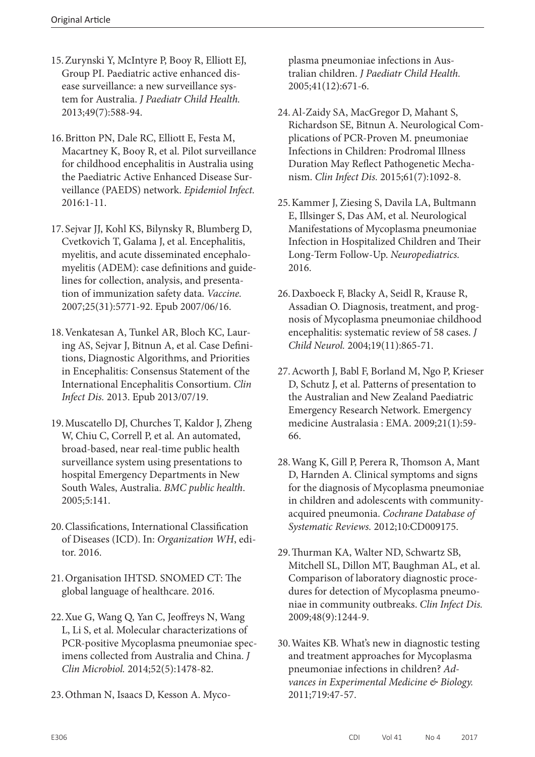15. Zurynski Y, McIntyre P, Booy R, Elliott EJ, Group PI. Paediatric active enhanced disease surveillance: a new surveillance system for Australia. *J Paediatr Child Health.* 2013;49(7):588-94.

16. Britton PN, Dale RC, Elliott E, Festa M, Macartney K, Booy R, et al. Pilot surveillance for childhood encephalitis in Australia using the Paediatric Active Enhanced Disease Surveillance (PAEDS) network. *Epidemiol Infect.* 2016:1-11.

17. Sejvar JJ, Kohl KS, Bilynsky R, Blumberg D, Cvetkovich T, Galama J, et al. Encephalitis, myelitis, and acute disseminated encephalomyelitis (ADEM): case definitions and guidelines for collection, analysis, and presentation of immunization safety data. *Vaccine.* 2007;25(31):5771-92. Epub 2007/06/16.

18. Venkatesan A, Tunkel AR, Bloch KC, Lauring AS, Sejvar J, Bitnun A, et al. Case Definitions, Diagnostic Algorithms, and Priorities in Encephalitis: Consensus Statement of the International Encephalitis Consortium. *Clin Infect Dis.* 2013. Epub 2013/07/19.

19. Muscatello DJ, Churches T, Kaldor J, Zheng W, Chiu C, Correll P, et al. An automated, broad-based, near real-time public health surveillance system using presentations to hospital Emergency Departments in New South Wales, Australia. *BMC public health*. 2005;5:141.

20. Classifications, International Classification of Diseases (ICD). In: *Organization WH*, editor. 2016.

21. Organisation IHTSD. SNOMED CT: The global language of healthcare. 2016.

22. Xue G, Wang Q, Yan C, Jeoffreys N, Wang L, Li S, et al. Molecular characterizations of PCR-positive Mycoplasma pneumoniae specimens collected from Australia and China. *J Clin Microbiol.* 2014;52(5):1478-82.

23. Othman N, Isaacs D, Kesson A. Mycoplasma pneumoniae infections in Australian children. *J Paediatr Child Health.* 2005;41(12):671-6.

24. Al-Zaidy SA, MacGregor D, Mahant S, Richardson SE, Bitnun A. Neurological Complications of PCR-Proven M. pneumoniae Infections in Children: Prodromal Illness Duration May Reflect Pathogenetic Mechanism. *Clin Infect Dis.* 2015;61(7):1092-8.

25. Kammer J, Ziesing S, Davila LA, Bultmann E, Illsinger S, Das AM, et al. Neurological Manifestations of Mycoplasma pneumoniae Infection in Hospitalized Children and Their Long-Term Follow-Up. *Neuropediatrics.* 2016.

26. Daxboeck F, Blacky A, Seidl R, Krause R, Assadian O. Diagnosis, treatment, and prognosis of Mycoplasma pneumoniae childhood encephalitis: systematic review of 58 cases. *J Child Neurol.* 2004;19(11):865-71.

27. Acworth J, Babl F, Borland M, Ngo P, Krieser D, Schutz J, et al. Patterns of presentation to the Australian and New Zealand Paediatric Emergency Research Network. Emergency medicine Australasia : EMA. 2009;21(1):59-66.

28. Wang K, Gill P, Perera R, Thomson A, Mant D, Harnden A. Clinical symptoms and signs for the diagnosis of Mycoplasma pneumoniae in children and adolescents with community-acquired pneumonia. *Cochrane Database of Systematic Reviews.* 2012;10:CD009175.

29. Thurman KA, Walter ND, Schwartz SB, Mitchell SL, Dillon MT, Baughman AL, et al. Comparison of laboratory diagnostic procedures for detection of Mycoplasma pneumoniae in community outbreaks. *Clin Infect Dis.* 2009;48(9):1244-9.

30. Waites KB. What's new in diagnostic testing and treatment approaches for Mycoplasma pneumoniae infections in children? *Advances in Experimental Medicine & Biology.* 2011;719:47-57.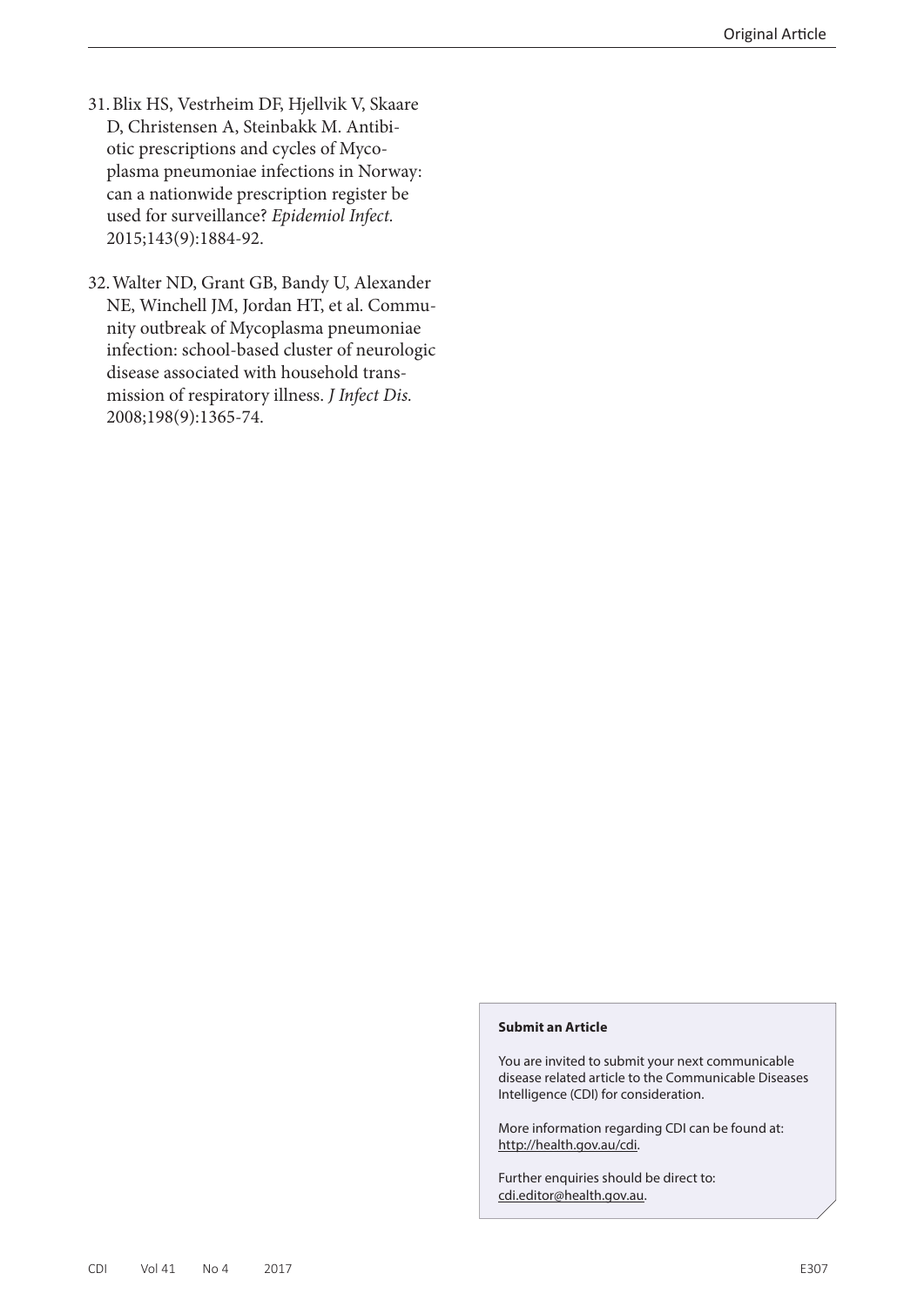31. Blix HS, Vestrheim DF, Hjellvik V, Skaare D, Christensen A, Steinbakk M. Antibiotic prescriptions and cycles of Mycoplasma pneumoniae infections in Norway: can a nationwide prescription register be used for surveillance? *Epidemiol Infect.* 2015;143(9):1884-92.

32. Walter ND, Grant GB, Bandy U, Alexander NE, Winchell JM, Jordan HT, et al. Community outbreak of Mycoplasma pneumoniae infection: school-based cluster of neurologic disease associated with household transmission of respiratory illness. *J Infect Dis.* 2008;198(9):1365-74.

**Submit an Article**

You are invited to submit your next communicable disease related article to the Communicable Diseases Intelligence (CDI) for consideration.

More information regarding CDI can be found at: http://health.gov.au/cdi.

Further enquiries should be direct to: cdi.editor@health.gov.au.